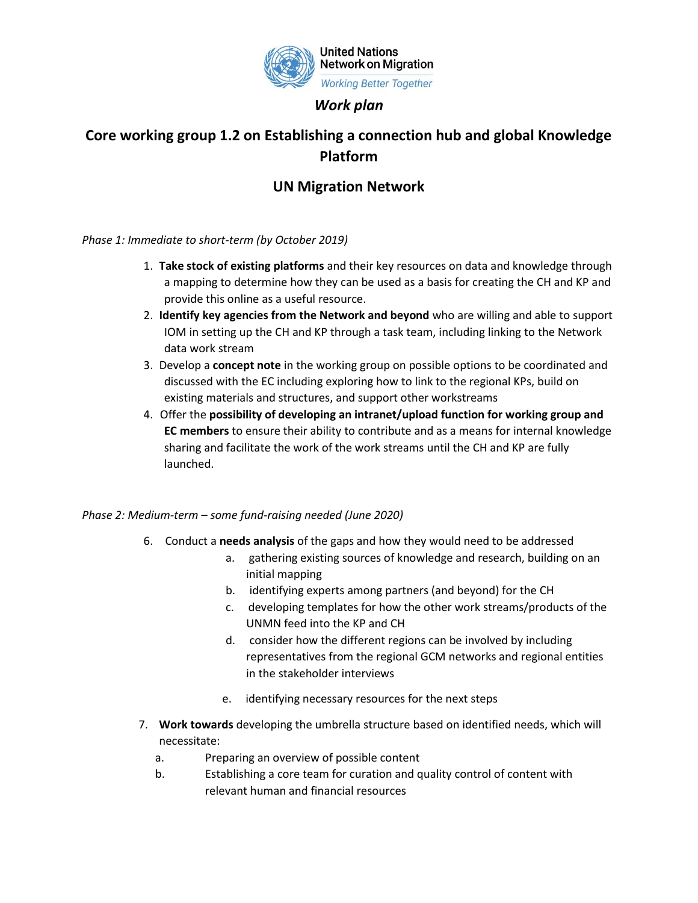United Nations Network on Migration

*Working Better Together*

***Work plan***

## Core working group 1.2 on Establishing a connection hub and global Knowledge Platform

## UN Migration Network

*Phase 1: Immediate to short-term (by October 2019)*

1. **Take stock of existing platforms** and their key resources on data and knowledge through a mapping to determine how they can be used as a basis for creating the CH and KP and provide this online as a useful resource.
2. **Identify key agencies from the Network and beyond** who are willing and able to support IOM in setting up the CH and KP through a task team, including linking to the Network data work stream
3. Develop a **concept note** in the working group on possible options to be coordinated and discussed with the EC including exploring how to link to the regional KPs, build on existing materials and structures, and support other workstreams
4. Offer the **possibility of developing an intranet/upload function for working group and EC members** to ensure their ability to contribute and as a means for internal knowledge sharing and facilitate the work of the work streams until the CH and KP are fully launched.

*Phase 2: Medium-term – some fund-raising needed (June 2020)*

6. Conduct a **needs analysis** of the gaps and how they would need to be addressed
   a. gathering existing sources of knowledge and research, building on an initial mapping
   b. identifying experts among partners (and beyond) for the CH
   c. developing templates for how the other work streams/products of the UNMN feed into the KP and CH
   d. consider how the different regions can be involved by including representatives from the regional GCM networks and regional entities in the stakeholder interviews
   e. identifying necessary resources for the next steps
7. **Work towards** developing the umbrella structure based on identified needs, which will necessitate:
   a. Preparing an overview of possible content
   b. Establishing a core team for curation and quality control of content with relevant human and financial resources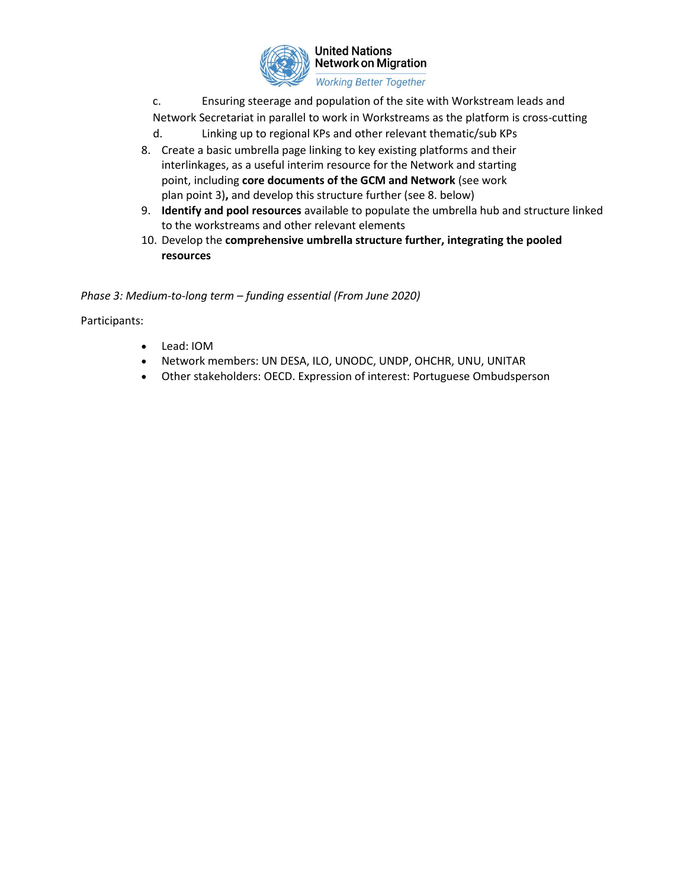c. Ensuring steerage and population of the site with Workstream leads and Network Secretariat in parallel to work in Workstreams as the platform is cross-cutting

d. Linking up to regional KPs and other relevant thematic/sub KPs

8. Create a basic umbrella page linking to key existing platforms and their interlinkages, as a useful interim resource for the Network and starting point, including **core documents of the GCM and Network** (see work plan point 3)**,** and develop this structure further (see 8. below)
9. **Identify and pool resources** available to populate the umbrella hub and structure linked to the workstreams and other relevant elements
10. Develop the **comprehensive umbrella structure further, integrating the pooled resources**

*Phase 3: Medium-to-long term – funding essential (From June 2020)*

Participants:

- Lead: IOM
- Network members: UN DESA, ILO, UNODC, UNDP, OHCHR, UNU, UNITAR
- Other stakeholders: OECD. Expression of interest: Portuguese Ombudsperson